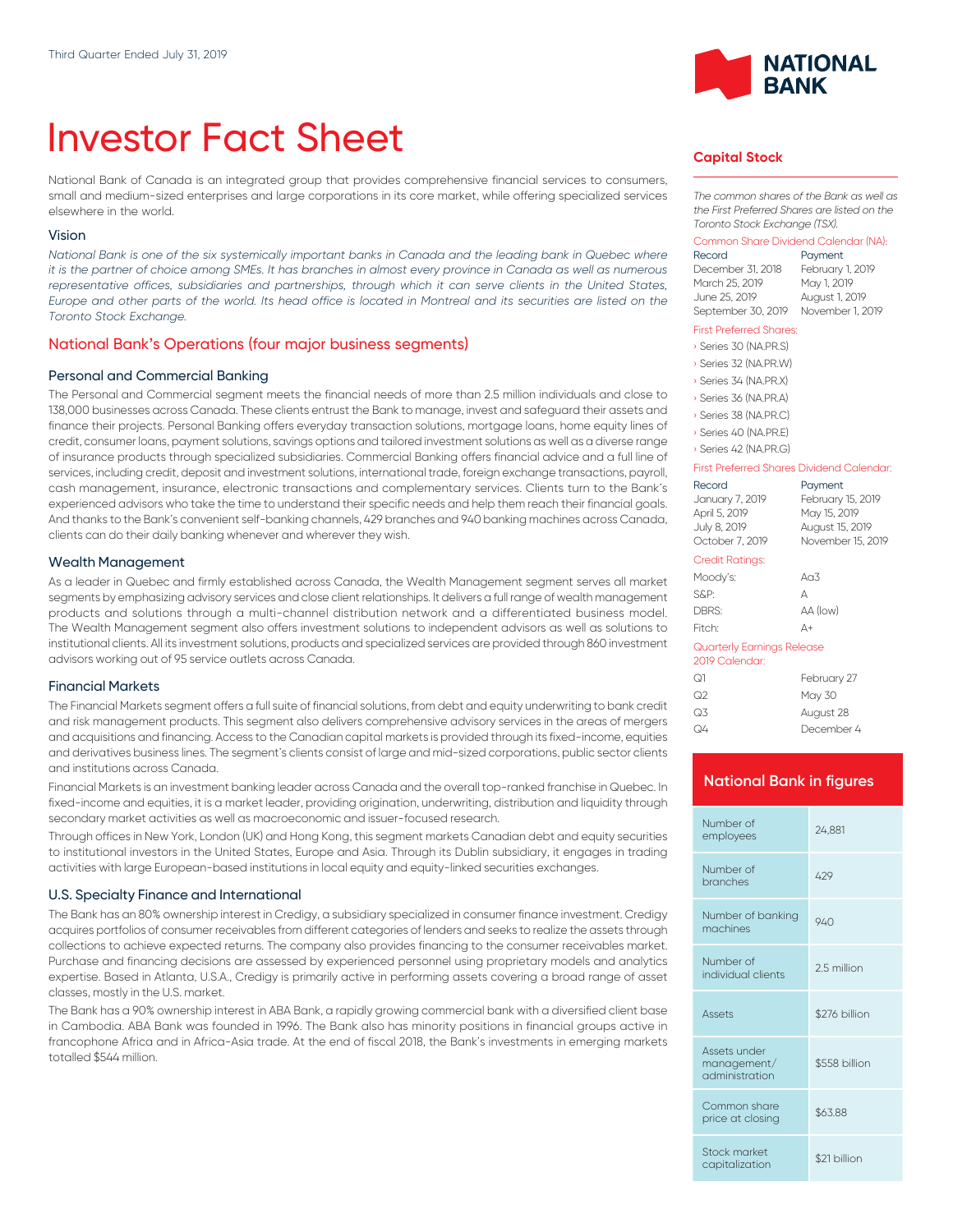Third Quarter Ended July 31, 2019

# Investor Fact Sheet

National Bank of Canada is an integrated group that provides comprehensive financial services to consumers, small and medium-sized enterprises and large corporations in its core market, while offering specialized services elsewhere in the world.

### Vision

*National Bank is one of the six systemically important banks in Canada and the leading bank in Quebec where it is the partner of choice among SMEs. It has branches in almost every province in Canada as well as numerous representative offices, subsidiaries and partnerships, through which it can serve clients in the United States, Europe and other parts of the world. Its head office is located in Montreal and its securities are listed on the Toronto Stock Exchange.*

## National Bank's Operations (four major business segments)

### Personal and Commercial Banking

The Personal and Commercial segment meets the financial needs of more than 2.5 million individuals and close to 138,000 businesses across Canada. These clients entrust the Bank to manage, invest and safeguard their assets and finance their projects. Personal Banking offers everyday transaction solutions, mortgage loans, home equity lines of credit, consumer loans, payment solutions, savings options and tailored investment solutions as well as a diverse range of insurance products through specialized subsidiaries. Commercial Banking offers financial advice and a full line of services, including credit, deposit and investment solutions, international trade, foreign exchange transactions, payroll, cash management, insurance, electronic transactions and complementary services. Clients turn to the Bank's experienced advisors who take the time to understand their specific needs and help them reach their financial goals. And thanks to the Bank's convenient self-banking channels, 429 branches and 940 banking machines across Canada, clients can do their daily banking whenever and wherever they wish.

### Wealth Management

As a leader in Quebec and firmly established across Canada, the Wealth Management segment serves all market segments by emphasizing advisory services and close client relationships. It delivers a full range of wealth management products and solutions through a multi-channel distribution network and a differentiated business model. The Wealth Management segment also offers investment solutions to independent advisors as well as solutions to institutional clients. All its investment solutions, products and specialized services are provided through 860 investment advisors working out of 95 service outlets across Canada.

### Financial Markets

The Financial Markets segment offers a full suite of financial solutions, from debt and equity underwriting to bank credit and risk management products. This segment also delivers comprehensive advisory services in the areas of mergers and acquisitions and financing. Access to the Canadian capital markets is provided through its fixed-income, equities and derivatives business lines. The segment's clients consist of large and mid-sized corporations, public sector clients and institutions across Canada.

Financial Markets is an investment banking leader across Canada and the overall top-ranked franchise in Quebec. In fixed-income and equities, it is a market leader, providing origination, underwriting, distribution and liquidity through secondary market activities as well as macroeconomic and issuer-focused research.

Through offices in New York, London (UK) and Hong Kong, this segment markets Canadian debt and equity securities to institutional investors in the United States, Europe and Asia. Through its Dublin subsidiary, it engages in trading activities with large European-based institutions in local equity and equity-linked securities exchanges.

### U.S. Specialty Finance and International

The Bank has an 80% ownership interest in Credigy, a subsidiary specialized in consumer finance investment. Credigy acquires portfolios of consumer receivables from different categories of lenders and seeks to realize the assets through collections to achieve expected returns. The company also provides financing to the consumer receivables market. Purchase and financing decisions are assessed by experienced personnel using proprietary models and analytics expertise. Based in Atlanta, U.S.A., Credigy is primarily active in performing assets covering a broad range of asset classes, mostly in the U.S. market.

The Bank has a 90% ownership interest in ABA Bank, a rapidly growing commercial bank with a diversified client base in Cambodia. ABA Bank was founded in 1996. The Bank also has minority positions in financial groups active in francophone Africa and in Africa-Asia trade. At the end of fiscal 2018, the Bank's investments in emerging markets totalled $544 million.

## Capital Stock

*The common shares of the Bank as well as the First Preferred Shares are listed on the Toronto Stock Exchange (TSX).*

**Common Share Dividend Calendar (NA):**

| Record | Payment |
|---|---|
| December 31, 2018 | February 1, 2019 |
| March 25, 2019 | May 1, 2019 |
| June 25, 2019 | August 1, 2019 |
| September 30, 2019 | November 1, 2019 |

**First Preferred Shares:**

- Series 30 (NA.PR.S)
- Series 32 (NA.PR.W)
- Series 34 (NA.PR.X)
- Series 36 (NA.PR.A)
- Series 38 (NA.PR.C)
- Series 40 (NA.PR.E)
- Series 42 (NA.PR.G)

**First Preferred Shares Dividend Calendar:**

| Record | Payment |
|---|---|
| January 7, 2019 | February 15, 2019 |
| April 5, 2019 | May 15, 2019 |
| July 8, 2019 | August 15, 2019 |
| October 7, 2019 | November 15, 2019 |

**Credit Ratings:**

| | |
|---|---|
| Moody's: | Aa3 |
| S&P: | A |
| DBRS: | AA (low) |
| Fitch: | A+ |

**Quarterly Earnings Release 2019 Calendar:**

| | |
|---|---|
| Q1 | February 27 |
| Q2 | May 30 |
| Q3 | August 28 |
| Q4 | December 4 |

## National Bank in figures

| | |
|---|---|
| Number of employees | 24,881 |
| Number of branches | 429 |
| Number of banking machines | 940 |
| Number of individual clients | 2.5 million |
| Assets | $276 billion |
| Assets under management/ administration | $558 billion |
| Common share price at closing | $63.88 |
| Stock market capitalization | $21 billion |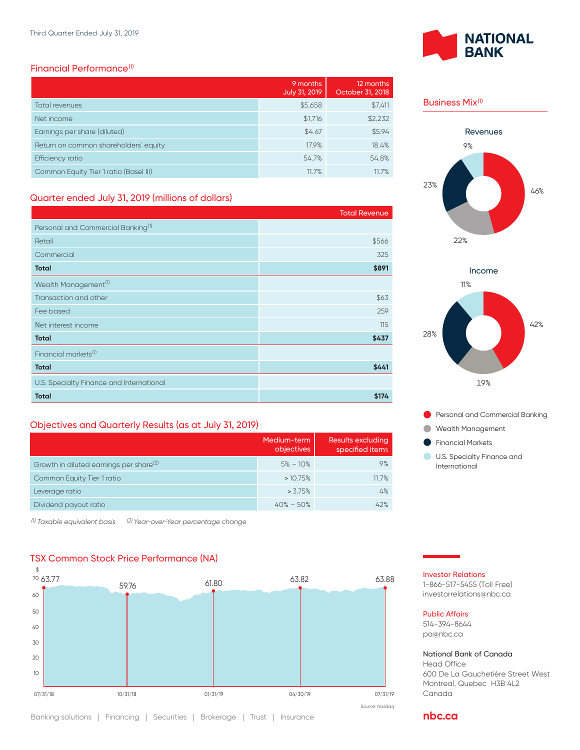Third Quarter Ended July 31, 2019

NATIONAL BANK

## Financial Performance[1]

| | 9 months July 31, 2019 | 12 months October 31, 2018 |
|---|---|---|
| Total revenues | $5,658 | $7,411 |
| Net income | $1,716 | $2,232 |
| Earnings per share (diluted) | $4.67 | $5.94 |
| Return on common shareholders' equity | 17.9% | 18.4% |
| Efficiency ratio | 54.7% | 54.8% |
| Common Equity Tier 1 ratio (Basel III) | 11.7% | 11.7% |

## Quarter ended July 31, 2019 (millions of dollars)

| | Total Revenue |
|---|---|
| Personal and Commercial Banking[1] | |
| Retail | $566 |
| Commercial | 325 |
| **Total** | **$891** |
| Wealth Management[1] | |
| Transaction and other | $63 |
| Fee based | 259 |
| Net interest income | 115 |
| **Total** | **$437** |
| Financial markets[1] | |
| **Total** | **$441** |
| U.S. Specialty Finance and International | |
| **Total** | **$174** |

## Objectives and Quarterly Results (as at July 31, 2019)

| | Medium-term objectives | Results excluding specified items |
|---|---|---|
| Growth in diluted earnings per share[2] | 5% – 10% | 9% |
| Common Equity Tier 1 ratio | > 10.75% | 11.7% |
| Leverage ratio | > 3.75% | 4% |
| Dividend payout ratio | 40% – 50% | 42% |

*[1] Taxable equivalent basis* *[2] Year-over-Year percentage change*

## Business Mix[1]

Revenues

9%
46%
22%
23%

Income

11%
42%
19%
28%

Personal and Commercial Banking
Wealth Management
Financial Markets
U.S. Specialty Finance and International

## TSX Common Stock Price Performance (NA)

$
70
60
50
40
30
20
10

63.77
59.76
61.80
63.82
63.88

07/31/18
10/31/18
01/31/19
04/30/19
07/31/19

Source: Nasdaq

**Investor Relations**
1-866-517-5455 (Toll Free)
investorrelations@nbc.ca

**Public Affairs**
514-394-8644
pa@nbc.ca

**National Bank of Canada**
Head Office
600 De La Gauchetière Street West
Montreal, Quebec H3B 4L2
Canada

Banking solutions | Financing | Securities | Brokerage | Trust | Insurance

nbc.ca